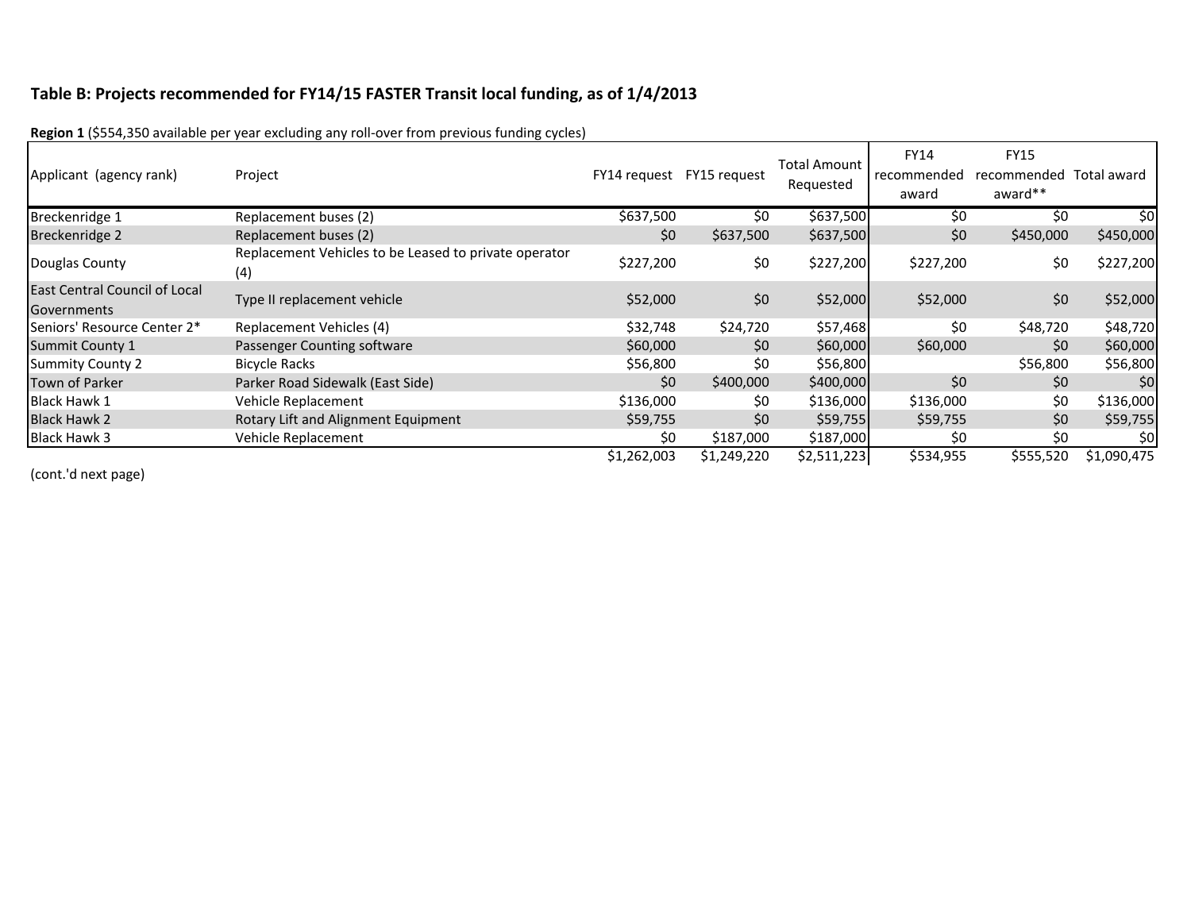**Table B: Projects recommended for FY14/15 FASTER Transit local funding, as of 1/4/2013**

**Region 1** ($554,350 available per year excluding any roll-over from previous funding cycles)

| Applicant (agency rank) | Project | FY14 request | FY15 request | Total Amount Requested | FY14 recommended award | FY15 recommended award** | Total award |
|---|---|---|---|---|---|---|---|
| Breckenridge 1 | Replacement buses (2) | $637,500 | $0 | $637,500 | $0 | $0 | $0 |
| Breckenridge 2 | Replacement buses (2) | $0 | $637,500 | $637,500 | $0 | $450,000 | $450,000 |
| Douglas County | Replacement Vehicles to be Leased to private operator (4) | $227,200 | $0 | $227,200 | $227,200 | $0 | $227,200 |
| East Central Council of Local Governments | Type II replacement vehicle | $52,000 | $0 | $52,000 | $52,000 | $0 | $52,000 |
| Seniors' Resource Center 2* | Replacement Vehicles (4) | $32,748 | $24,720 | $57,468 | $0 | $48,720 | $48,720 |
| Summit County 1 | Passenger Counting software | $60,000 | $0 | $60,000 | $60,000 | $0 | $60,000 |
| Summity County 2 | Bicycle Racks | $56,800 | $0 | $56,800 | | $56,800 | $56,800 |
| Town of Parker | Parker Road Sidewalk (East Side) | $0 | $400,000 | $400,000 | $0 | $0 | $0 |
| Black Hawk 1 | Vehicle Replacement | $136,000 | $0 | $136,000 | $136,000 | $0 | $136,000 |
| Black Hawk 2 | Rotary Lift and Alignment Equipment | $59,755 | $0 | $59,755 | $59,755 | $0 | $59,755 |
| Black Hawk 3 | Vehicle Replacement | $0 | $187,000 | $187,000 | $0 | $0 | $0 |
| | | $1,262,003 | $1,249,220 | $2,511,223 | $534,955 | $555,520 | $1,090,475 |

(cont.'d next page)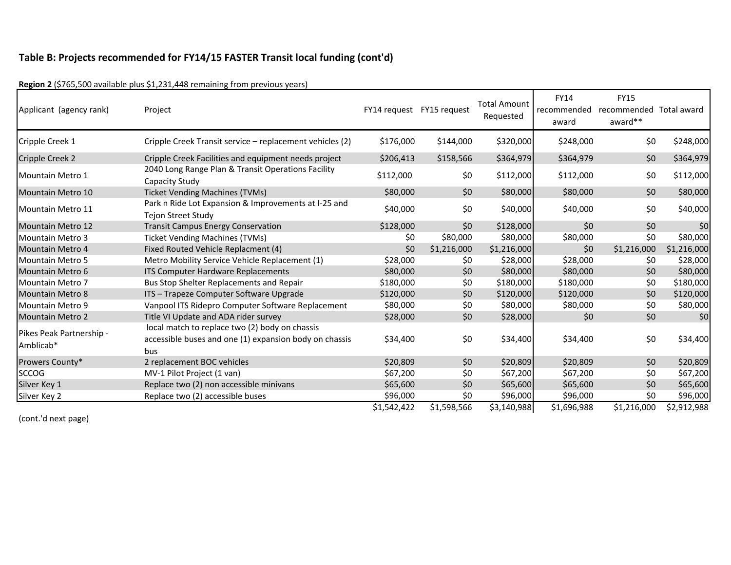**Table B: Projects recommended for FY14/15 FASTER Transit local funding (cont'd)**

**Region 2** ($765,500 available plus $1,231,448 remaining from previous years)

| Applicant (agency rank) | Project | FY14 request | FY15 request | Total Amount Requested | FY14 recommended award | FY15 recommended award** | Total award |
|---|---|---|---|---|---|---|---|
| Cripple Creek 1 | Cripple Creek Transit service – replacement vehicles (2) | $176,000 | $144,000 | $320,000 | $248,000 | $0 | $248,000 |
| Cripple Creek 2 | Cripple Creek Facilities and equipment needs project | $206,413 | $158,566 | $364,979 | $364,979 | $0 | $364,979 |
| Mountain Metro 1 | 2040 Long Range Plan & Transit Operations Facility Capacity Study | $112,000 | $0 | $112,000 | $112,000 | $0 | $112,000 |
| Mountain Metro 10 | Ticket Vending Machines (TVMs) | $80,000 | $0 | $80,000 | $80,000 | $0 | $80,000 |
| Mountain Metro 11 | Park n Ride Lot Expansion & Improvements at I-25 and Tejon Street Study | $40,000 | $0 | $40,000 | $40,000 | $0 | $40,000 |
| Mountain Metro 12 | Transit Campus Energy Conservation | $128,000 | $0 | $128,000 | $0 | $0 | $0 |
| Mountain Metro 3 | Ticket Vending Machines (TVMs) | $0 | $80,000 | $80,000 | $80,000 | $0 | $80,000 |
| Mountain Metro 4 | Fixed Routed Vehicle Replacment (4) | $0 | $1,216,000 | $1,216,000 | $0 | $1,216,000 | $1,216,000 |
| Mountain Metro 5 | Metro Mobility Service Vehicle Replacement (1) | $28,000 | $0 | $28,000 | $28,000 | $0 | $28,000 |
| Mountain Metro 6 | ITS Computer Hardware Replacements | $80,000 | $0 | $80,000 | $80,000 | $0 | $80,000 |
| Mountain Metro 7 | Bus Stop Shelter Replacements and Repair | $180,000 | $0 | $180,000 | $180,000 | $0 | $180,000 |
| Mountain Metro 8 | ITS – Trapeze Computer Software Upgrade | $120,000 | $0 | $120,000 | $120,000 | $0 | $120,000 |
| Mountain Metro 9 | Vanpool ITS Ridepro Computer Software Replacement | $80,000 | $0 | $80,000 | $80,000 | $0 | $80,000 |
| Mountain Metro 2 | Title VI Update and ADA rider survey | $28,000 | $0 | $28,000 | $0 | $0 | $0 |
| Pikes Peak Partnership - Amblicab* | local match to replace two (2) body on chassis accessible buses and one (1) expansion body on chassis bus | $34,400 | $0 | $34,400 | $34,400 | $0 | $34,400 |
| Prowers County* | 2 replacement BOC vehicles | $20,809 | $0 | $20,809 | $20,809 | $0 | $20,809 |
| SCCOG | MV-1 Pilot Project (1 van) | $67,200 | $0 | $67,200 | $67,200 | $0 | $67,200 |
| Silver Key 1 | Replace two (2) non accessible minivans | $65,600 | $0 | $65,600 | $65,600 | $0 | $65,600 |
| Silver Key 2 | Replace two (2) accessible buses | $96,000 | $0 | $96,000 | $96,000 | $0 | $96,000 |
| | | $1,542,422 | $1,598,566 | $3,140,988 | $1,696,988 | $1,216,000 | $2,912,988 |

(cont.'d next page)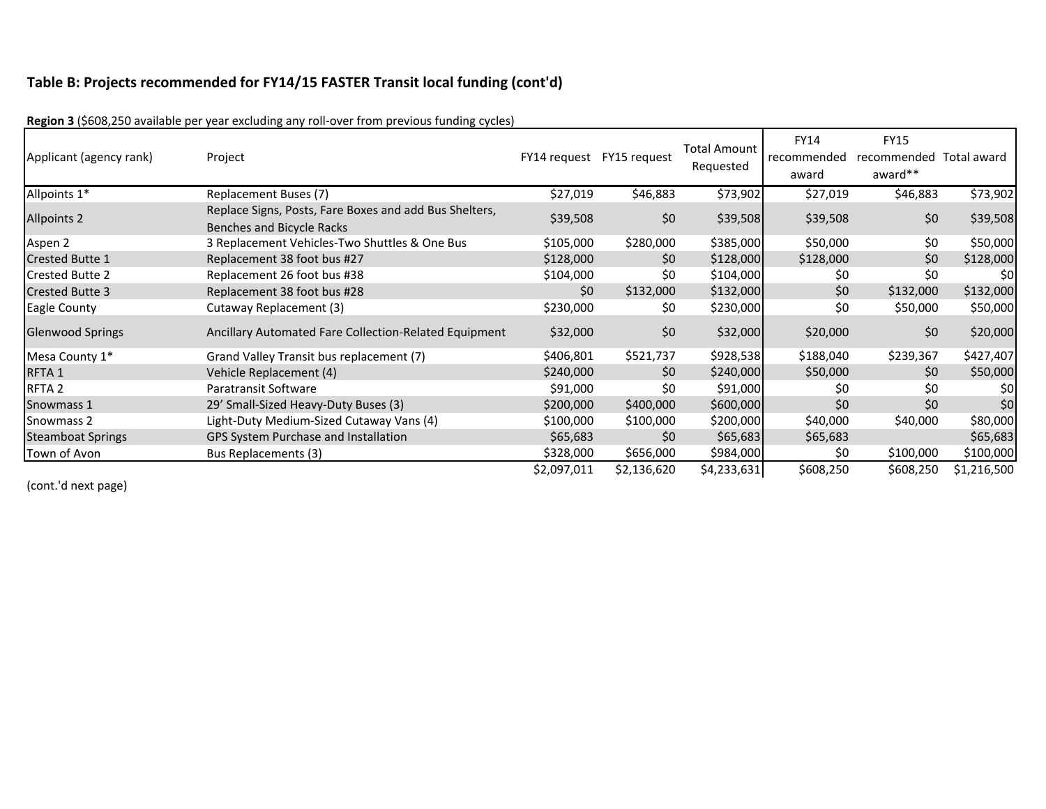### Table B: Projects recommended for FY14/15 FASTER Transit local funding (cont'd)

**Region 3** ($608,250 available per year excluding any roll-over from previous funding cycles)

| Applicant (agency rank) | Project | FY14 request | FY15 request | Total Amount Requested | FY14 recommended award | FY15 recommended award** | Total award |
|---|---|---|---|---|---|---|---|
| Allpoints 1* | Replacement Buses (7) | $27,019 | $46,883 | $73,902 | $27,019 | $46,883 | $73,902 |
| Allpoints 2 | Replace Signs, Posts, Fare Boxes and add Bus Shelters, Benches and Bicycle Racks | $39,508 | $0 | $39,508 | $39,508 | $0 | $39,508 |
| Aspen 2 | 3 Replacement Vehicles-Two Shuttles & One Bus | $105,000 | $280,000 | $385,000 | $50,000 | $0 | $50,000 |
| Crested Butte 1 | Replacement 38 foot bus #27 | $128,000 | $0 | $128,000 | $128,000 | $0 | $128,000 |
| Crested Butte 2 | Replacement 26 foot bus #38 | $104,000 | $0 | $104,000 | $0 | $0 | $0 |
| Crested Butte 3 | Replacement 38 foot bus #28 | $0 | $132,000 | $132,000 | $0 | $132,000 | $132,000 |
| Eagle County | Cutaway Replacement (3) | $230,000 | $0 | $230,000 | $0 | $50,000 | $50,000 |
| Glenwood Springs | Ancillary Automated Fare Collection-Related Equipment | $32,000 | $0 | $32,000 | $20,000 | $0 | $20,000 |
| Mesa County 1* | Grand Valley Transit bus replacement (7) | $406,801 | $521,737 | $928,538 | $188,040 | $239,367 | $427,407 |
| RFTA 1 | Vehicle Replacement (4) | $240,000 | $0 | $240,000 | $50,000 | $0 | $50,000 |
| RFTA 2 | Paratransit Software | $91,000 | $0 | $91,000 | $0 | $0 | $0 |
| Snowmass 1 | 29' Small-Sized Heavy-Duty Buses (3) | $200,000 | $400,000 | $600,000 | $0 | $0 | $0 |
| Snowmass 2 | Light-Duty Medium-Sized Cutaway Vans (4) | $100,000 | $100,000 | $200,000 | $40,000 | $40,000 | $80,000 |
| Steamboat Springs | GPS System Purchase and Installation | $65,683 | $0 | $65,683 | $65,683 | | $65,683 |
| Town of Avon | Bus Replacements (3) | $328,000 | $656,000 | $984,000 | $0 | $100,000 | $100,000 |
| | | $2,097,011 | $2,136,620 | $4,233,631 | $608,250 | $608,250 | $1,216,500 |

(cont.'d next page)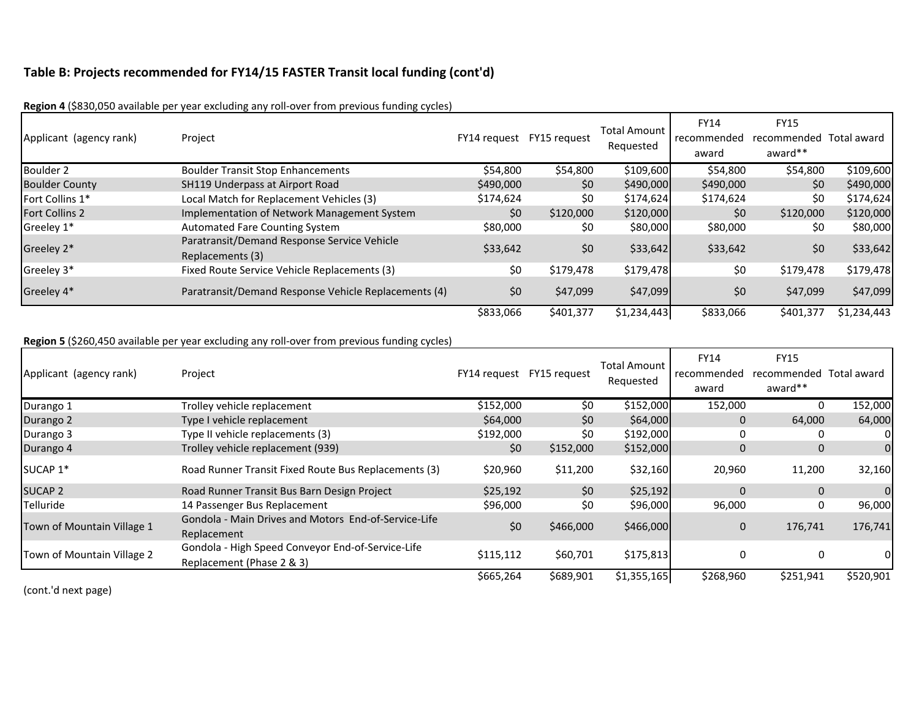## Table B: Projects recommended for FY14/15 FASTER Transit local funding (cont'd)

**Region 4** ($830,050 available per year excluding any roll-over from previous funding cycles)

| Applicant (agency rank) | Project | FY14 request | FY15 request | Total Amount Requested | FY14 recommended award | FY15 recommended award** | Total award |
|---|---|---|---|---|---|---|---|
| Boulder 2 | Boulder Transit Stop Enhancements | $54,800 | $54,800 | $109,600 | $54,800 | $54,800 | $109,600 |
| Boulder County | SH119 Underpass at Airport Road | $490,000 | $0 | $490,000 | $490,000 | $0 | $490,000 |
| Fort Collins 1* | Local Match for Replacement Vehicles (3) | $174,624 | $0 | $174,624 | $174,624 | $0 | $174,624 |
| Fort Collins 2 | Implementation of Network Management System | $0 | $120,000 | $120,000 | $0 | $120,000 | $120,000 |
| Greeley 1* | Automated Fare Counting System | $80,000 | $0 | $80,000 | $80,000 | $0 | $80,000 |
| Greeley 2* | Paratransit/Demand Response Service Vehicle Replacements (3) | $33,642 | $0 | $33,642 | $33,642 | $0 | $33,642 |
| Greeley 3* | Fixed Route Service Vehicle Replacements (3) | $0 | $179,478 | $179,478 | $0 | $179,478 | $179,478 |
| Greeley 4* | Paratransit/Demand Response Vehicle Replacements (4) | $0 | $47,099 | $47,099 | $0 | $47,099 | $47,099 |
| | | $833,066 | $401,377 | $1,234,443 | $833,066 | $401,377 | $1,234,443 |

**Region 5** ($260,450 available per year excluding any roll-over from previous funding cycles)

| Applicant (agency rank) | Project | FY14 request | FY15 request | Total Amount Requested | FY14 recommended award | FY15 recommended award** | Total award |
|---|---|---|---|---|---|---|---|
| Durango 1 | Trolley vehicle replacement | $152,000 | $0 | $152,000 | 152,000 | 0 | 152,000 |
| Durango 2 | Type I vehicle replacement | $64,000 | $0 | $64,000 | 0 | 64,000 | 64,000 |
| Durango 3 | Type II vehicle replacements (3) | $192,000 | $0 | $192,000 | 0 | 0 | 0 |
| Durango 4 | Trolley vehicle replacement (939) | $0 | $152,000 | $152,000 | 0 | 0 | 0 |
| SUCAP 1* | Road Runner Transit Fixed Route Bus Replacements (3) | $20,960 | $11,200 | $32,160 | 20,960 | 11,200 | 32,160 |
| SUCAP 2 | Road Runner Transit Bus Barn Design Project | $25,192 | $0 | $25,192 | 0 | 0 | 0 |
| Telluride | 14 Passenger Bus Replacement | $96,000 | $0 | $96,000 | 96,000 | 0 | 96,000 |
| Town of Mountain Village 1 | Gondola - Main Drives and Motors End-of-Service-Life Replacement | $0 | $466,000 | $466,000 | 0 | 176,741 | 176,741 |
| Town of Mountain Village 2 | Gondola - High Speed Conveyor End-of-Service-Life Replacement (Phase 2 & 3) | $115,112 | $60,701 | $175,813 | 0 | 0 | 0 |
| | | $665,264 | $689,901 | $1,355,165 | $268,960 | $251,941 | $520,901 |

(cont.'d next page)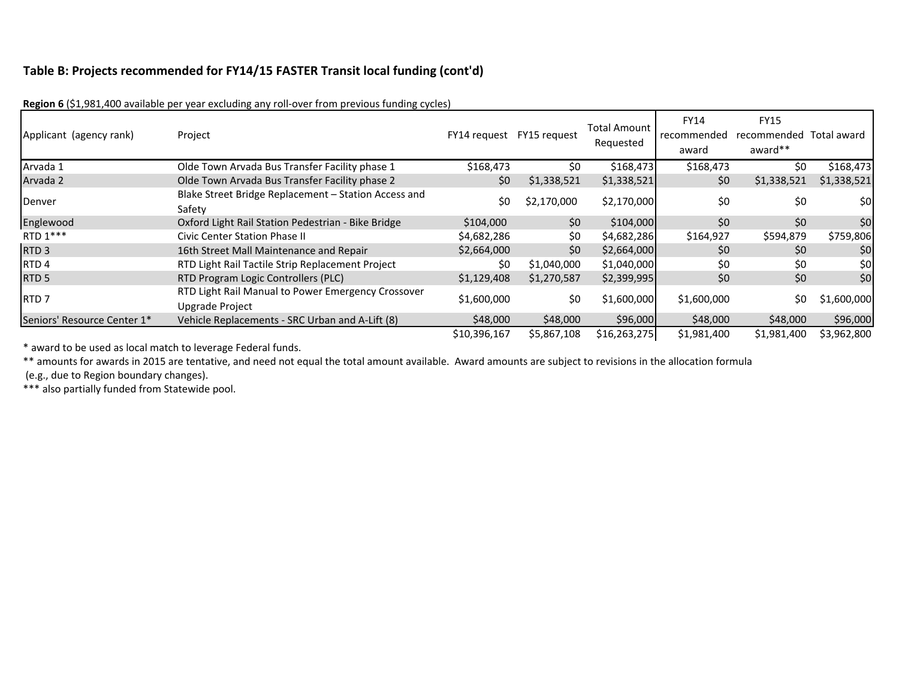## Table B: Projects recommended for FY14/15 FASTER Transit local funding (cont'd)

**Region 6** ($1,981,400 available per year excluding any roll-over from previous funding cycles)

| Applicant (agency rank) | Project | FY14 request | FY15 request | Total Amount Requested | FY14 recommended award | FY15 recommended award** | Total award |
|---|---|---|---|---|---|---|---|
| Arvada 1 | Olde Town Arvada Bus Transfer Facility phase 1 | $168,473 | $0 | $168,473 | $168,473 | $0 | $168,473 |
| Arvada 2 | Olde Town Arvada Bus Transfer Facility phase 2 | $0 | $1,338,521 | $1,338,521 | $0 | $1,338,521 | $1,338,521 |
| Denver | Blake Street Bridge Replacement – Station Access and Safety | $0 | $2,170,000 | $2,170,000 | $0 | $0 | $0 |
| Englewood | Oxford Light Rail Station Pedestrian - Bike Bridge | $104,000 | $0 | $104,000 | $0 | $0 | $0 |
| RTD 1*** | Civic Center Station Phase II | $4,682,286 | $0 | $4,682,286 | $164,927 | $594,879 | $759,806 |
| RTD 3 | 16th Street Mall Maintenance and Repair | $2,664,000 | $0 | $2,664,000 | $0 | $0 | $0 |
| RTD 4 | RTD Light Rail Tactile Strip Replacement Project | $0 | $1,040,000 | $1,040,000 | $0 | $0 | $0 |
| RTD 5 | RTD Program Logic Controllers (PLC) | $1,129,408 | $1,270,587 | $2,399,995 | $0 | $0 | $0 |
| RTD 7 | RTD Light Rail Manual to Power Emergency Crossover Upgrade Project | $1,600,000 | $0 | $1,600,000 | $1,600,000 | $0 | $1,600,000 |
| Seniors' Resource Center 1* | Vehicle Replacements - SRC Urban and A-Lift (8) | $48,000 | $48,000 | $96,000 | $48,000 | $48,000 | $96,000 |
| | | $10,396,167 | $5,867,108 | $16,263,275 | $1,981,400 | $1,981,400 | $3,962,800 |

\* award to be used as local match to leverage Federal funds.

** amounts for awards in 2015 are tentative, and need not equal the total amount available. Award amounts are subject to revisions in the allocation formula (e.g., due to Region boundary changes).

*** also partially funded from Statewide pool.